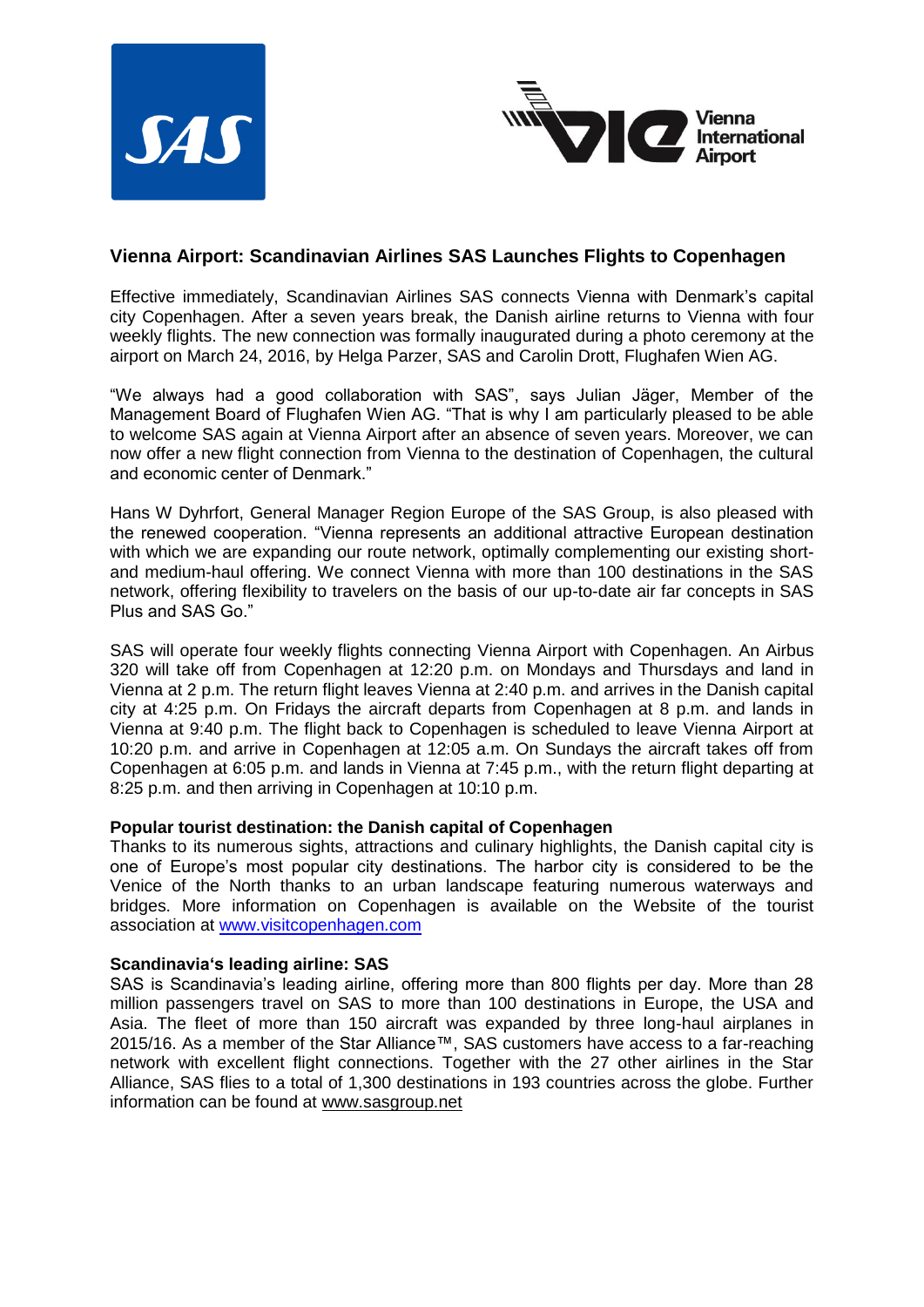## Vienna Airport: Scandinavian Airlines SAS Launches Flights to Copenhagen

Effective immediately, Scandinavian Airlines SAS connects Vienna with Denmark's capital city Copenhagen. After a seven years break, the Danish airline returns to Vienna with four weekly flights. The new connection was formally inaugurated during a photo ceremony at the airport on March 24, 2016, by Helga Parzer, SAS and Carolin Drott, Flughafen Wien AG.

"We always had a good collaboration with SAS", says Julian Jäger, Member of the Management Board of Flughafen Wien AG. "That is why I am particularly pleased to be able to welcome SAS again at Vienna Airport after an absence of seven years. Moreover, we can now offer a new flight connection from Vienna to the destination of Copenhagen, the cultural and economic center of Denmark."

Hans W Dyhrfort, General Manager Region Europe of the SAS Group, is also pleased with the renewed cooperation. "Vienna represents an additional attractive European destination with which we are expanding our route network, optimally complementing our existing short- and medium-haul offering. We connect Vienna with more than 100 destinations in the SAS network, offering flexibility to travelers on the basis of our up-to-date air far concepts in SAS Plus and SAS Go."

SAS will operate four weekly flights connecting Vienna Airport with Copenhagen. An Airbus 320 will take off from Copenhagen at 12:20 p.m. on Mondays and Thursdays and land in Vienna at 2 p.m. The return flight leaves Vienna at 2:40 p.m. and arrives in the Danish capital city at 4:25 p.m. On Fridays the aircraft departs from Copenhagen at 8 p.m. and lands in Vienna at 9:40 p.m. The flight back to Copenhagen is scheduled to leave Vienna Airport at 10:20 p.m. and arrive in Copenhagen at 12:05 a.m. On Sundays the aircraft takes off from Copenhagen at 6:05 p.m. and lands in Vienna at 7:45 p.m., with the return flight departing at 8:25 p.m. and then arriving in Copenhagen at 10:10 p.m.

**Popular tourist destination: the Danish capital of Copenhagen**

Thanks to its numerous sights, attractions and culinary highlights, the Danish capital city is one of Europe's most popular city destinations. The harbor city is considered to be the Venice of the North thanks to an urban landscape featuring numerous waterways and bridges. More information on Copenhagen is available on the Website of the tourist association at www.visitcopenhagen.com

**Scandinavia's leading airline: SAS**

SAS is Scandinavia's leading airline, offering more than 800 flights per day. More than 28 million passengers travel on SAS to more than 100 destinations in Europe, the USA and Asia. The fleet of more than 150 aircraft was expanded by three long-haul airplanes in 2015/16. As a member of the Star Alliance™, SAS customers have access to a far-reaching network with excellent flight connections. Together with the 27 other airlines in the Star Alliance, SAS flies to a total of 1,300 destinations in 193 countries across the globe. Further information can be found at www.sasgroup.net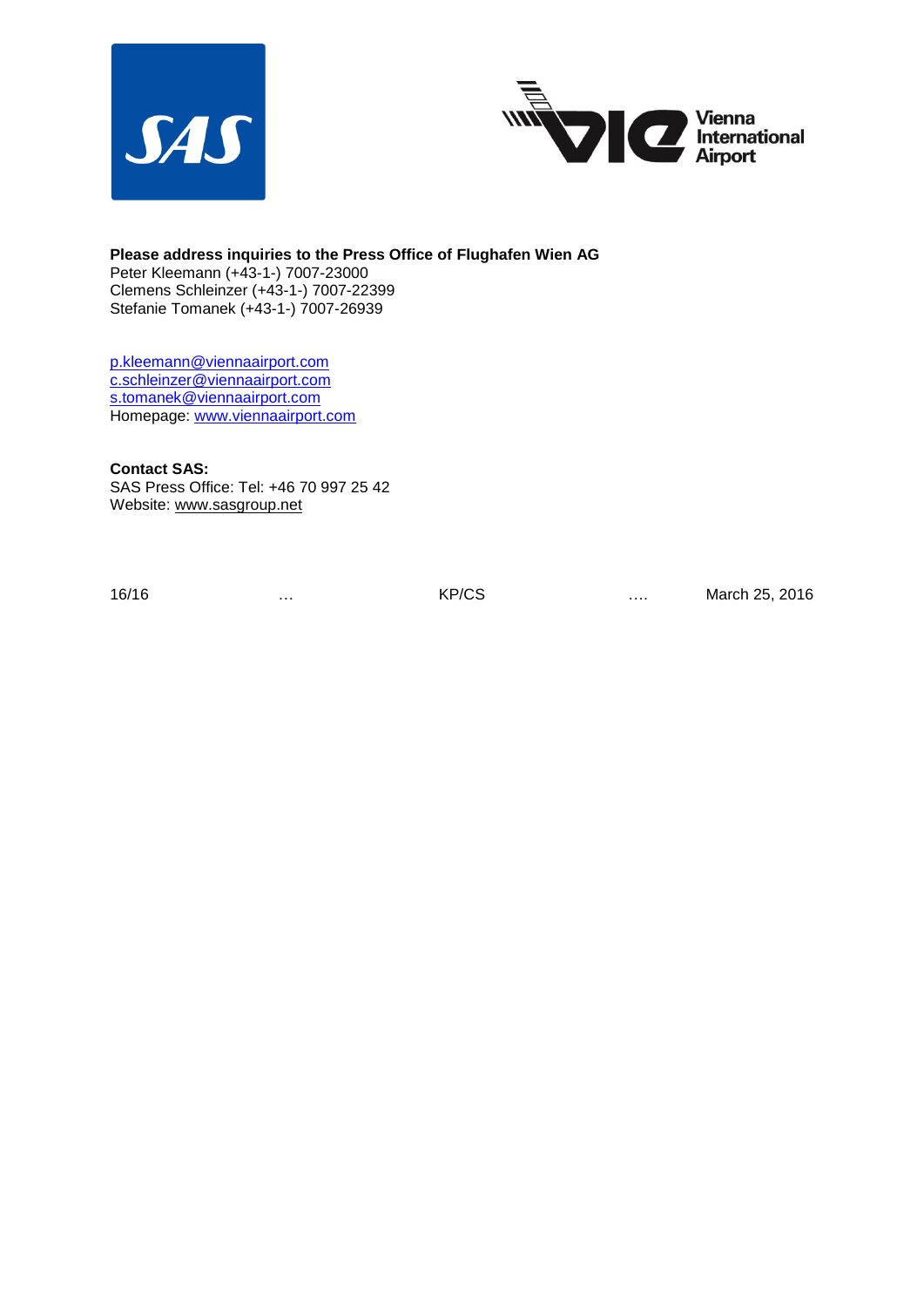**Please address inquiries to the Press Office of Flughafen Wien AG**
Peter Kleemann (+43-1-) 7007-23000
Clemens Schleinzer (+43-1-) 7007-22399
Stefanie Tomanek (+43-1-) 7007-26939

p.kleemann@viennaairport.com
c.schleinzer@viennaairport.com
s.tomanek@viennaairport.com
Homepage: www.viennaairport.com

**Contact SAS:**
SAS Press Office: Tel: +46 70 997 25 42
Website: www.sasgroup.net

16/16 … KP/CS …. March 25, 2016